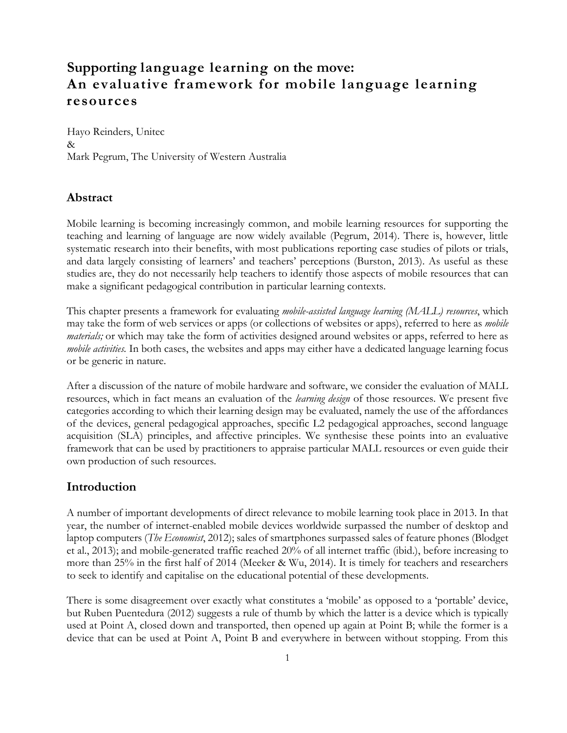# Supporting language learning on the move: An evaluative framework for mobile language learning resources

Hayo Reinders, Unitec
&
Mark Pegrum, The University of Western Australia

## Abstract

Mobile learning is becoming increasingly common, and mobile learning resources for supporting the teaching and learning of language are now widely available (Pegrum, 2014). There is, however, little systematic research into their benefits, with most publications reporting case studies of pilots or trials, and data largely consisting of learners' and teachers' perceptions (Burston, 2013). As useful as these studies are, they do not necessarily help teachers to identify those aspects of mobile resources that can make a significant pedagogical contribution in particular learning contexts.

This chapter presents a framework for evaluating *mobile-assisted language learning (MALL) resources*, which may take the form of web services or apps (or collections of websites or apps), referred to here as *mobile materials;* or which may take the form of activities designed around websites or apps, referred to here as *mobile activities.* In both cases, the websites and apps may either have a dedicated language learning focus or be generic in nature.

After a discussion of the nature of mobile hardware and software, we consider the evaluation of MALL resources, which in fact means an evaluation of the *learning design* of those resources. We present five categories according to which their learning design may be evaluated, namely the use of the affordances of the devices, general pedagogical approaches, specific L2 pedagogical approaches, second language acquisition (SLA) principles, and affective principles. We synthesise these points into an evaluative framework that can be used by practitioners to appraise particular MALL resources or even guide their own production of such resources.

## Introduction

A number of important developments of direct relevance to mobile learning took place in 2013. In that year, the number of internet-enabled mobile devices worldwide surpassed the number of desktop and laptop computers (*The Economist*, 2012); sales of smartphones surpassed sales of feature phones (Blodget et al., 2013); and mobile-generated traffic reached 20% of all internet traffic (ibid.), before increasing to more than 25% in the first half of 2014 (Meeker & Wu, 2014). It is timely for teachers and researchers to seek to identify and capitalise on the educational potential of these developments.

There is some disagreement over exactly what constitutes a 'mobile' as opposed to a 'portable' device, but Ruben Puentedura (2012) suggests a rule of thumb by which the latter is a device which is typically used at Point A, closed down and transported, then opened up again at Point B; while the former is a device that can be used at Point A, Point B and everywhere in between without stopping. From this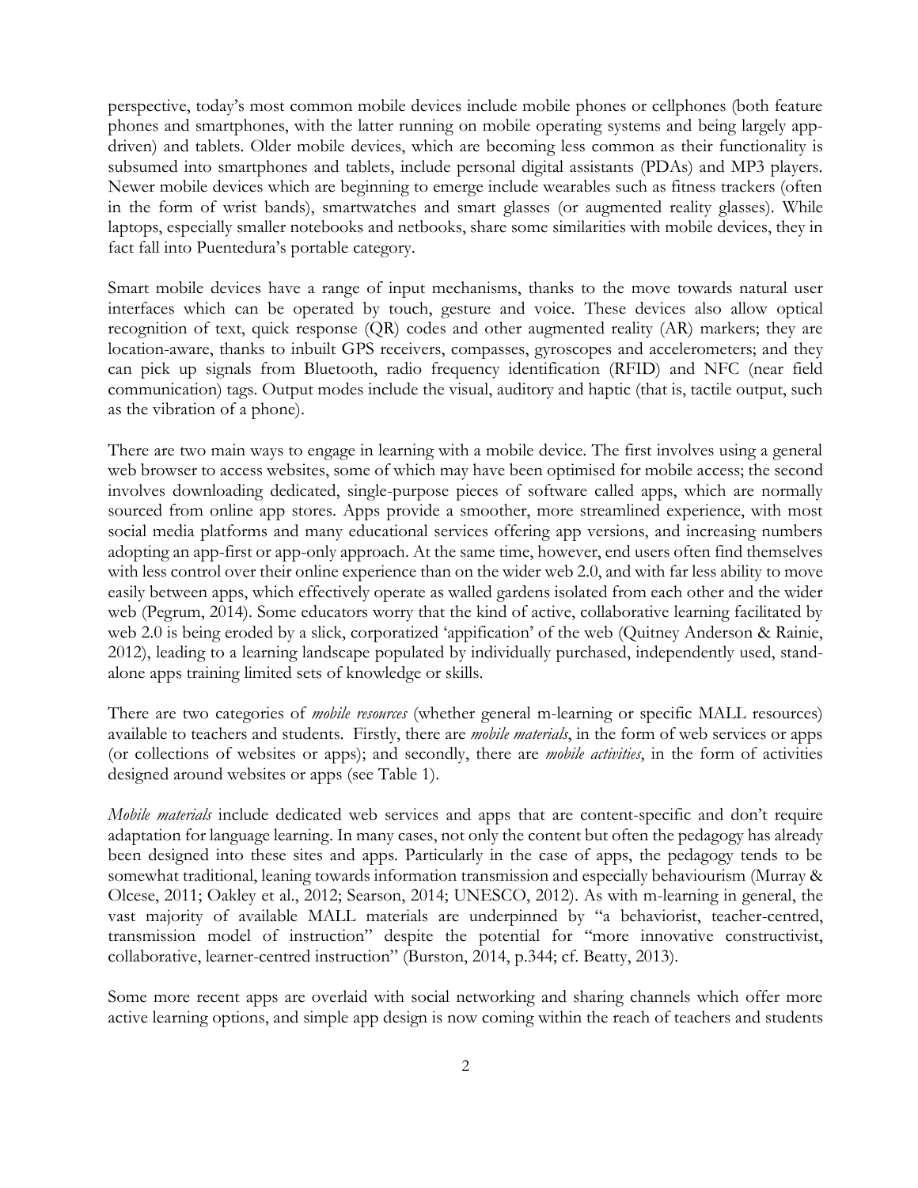perspective, today's most common mobile devices include mobile phones or cellphones (both feature phones and smartphones, with the latter running on mobile operating systems and being largely app-driven) and tablets. Older mobile devices, which are becoming less common as their functionality is subsumed into smartphones and tablets, include personal digital assistants (PDAs) and MP3 players. Newer mobile devices which are beginning to emerge include wearables such as fitness trackers (often in the form of wrist bands), smartwatches and smart glasses (or augmented reality glasses). While laptops, especially smaller notebooks and netbooks, share some similarities with mobile devices, they in fact fall into Puentedura's portable category.

Smart mobile devices have a range of input mechanisms, thanks to the move towards natural user interfaces which can be operated by touch, gesture and voice. These devices also allow optical recognition of text, quick response (QR) codes and other augmented reality (AR) markers; they are location-aware, thanks to inbuilt GPS receivers, compasses, gyroscopes and accelerometers; and they can pick up signals from Bluetooth, radio frequency identification (RFID) and NFC (near field communication) tags. Output modes include the visual, auditory and haptic (that is, tactile output, such as the vibration of a phone).

There are two main ways to engage in learning with a mobile device. The first involves using a general web browser to access websites, some of which may have been optimised for mobile access; the second involves downloading dedicated, single-purpose pieces of software called apps, which are normally sourced from online app stores. Apps provide a smoother, more streamlined experience, with most social media platforms and many educational services offering app versions, and increasing numbers adopting an app-first or app-only approach. At the same time, however, end users often find themselves with less control over their online experience than on the wider web 2.0, and with far less ability to move easily between apps, which effectively operate as walled gardens isolated from each other and the wider web (Pegrum, 2014). Some educators worry that the kind of active, collaborative learning facilitated by web 2.0 is being eroded by a slick, corporatized 'appification' of the web (Quitney Anderson & Rainie, 2012), leading to a learning landscape populated by individually purchased, independently used, stand-alone apps training limited sets of knowledge or skills.

There are two categories of *mobile resources* (whether general m-learning or specific MALL resources) available to teachers and students. Firstly, there are *mobile materials*, in the form of web services or apps (or collections of websites or apps); and secondly, there are *mobile activities*, in the form of activities designed around websites or apps (see Table 1).

*Mobile materials* include dedicated web services and apps that are content-specific and don't require adaptation for language learning. In many cases, not only the content but often the pedagogy has already been designed into these sites and apps. Particularly in the case of apps, the pedagogy tends to be somewhat traditional, leaning towards information transmission and especially behaviourism (Murray & Olcese, 2011; Oakley et al., 2012; Searson, 2014; UNESCO, 2012). As with m-learning in general, the vast majority of available MALL materials are underpinned by "a behaviorist, teacher-centred, transmission model of instruction" despite the potential for "more innovative constructivist, collaborative, learner-centred instruction" (Burston, 2014, p.344; cf. Beatty, 2013).

Some more recent apps are overlaid with social networking and sharing channels which offer more active learning options, and simple app design is now coming within the reach of teachers and students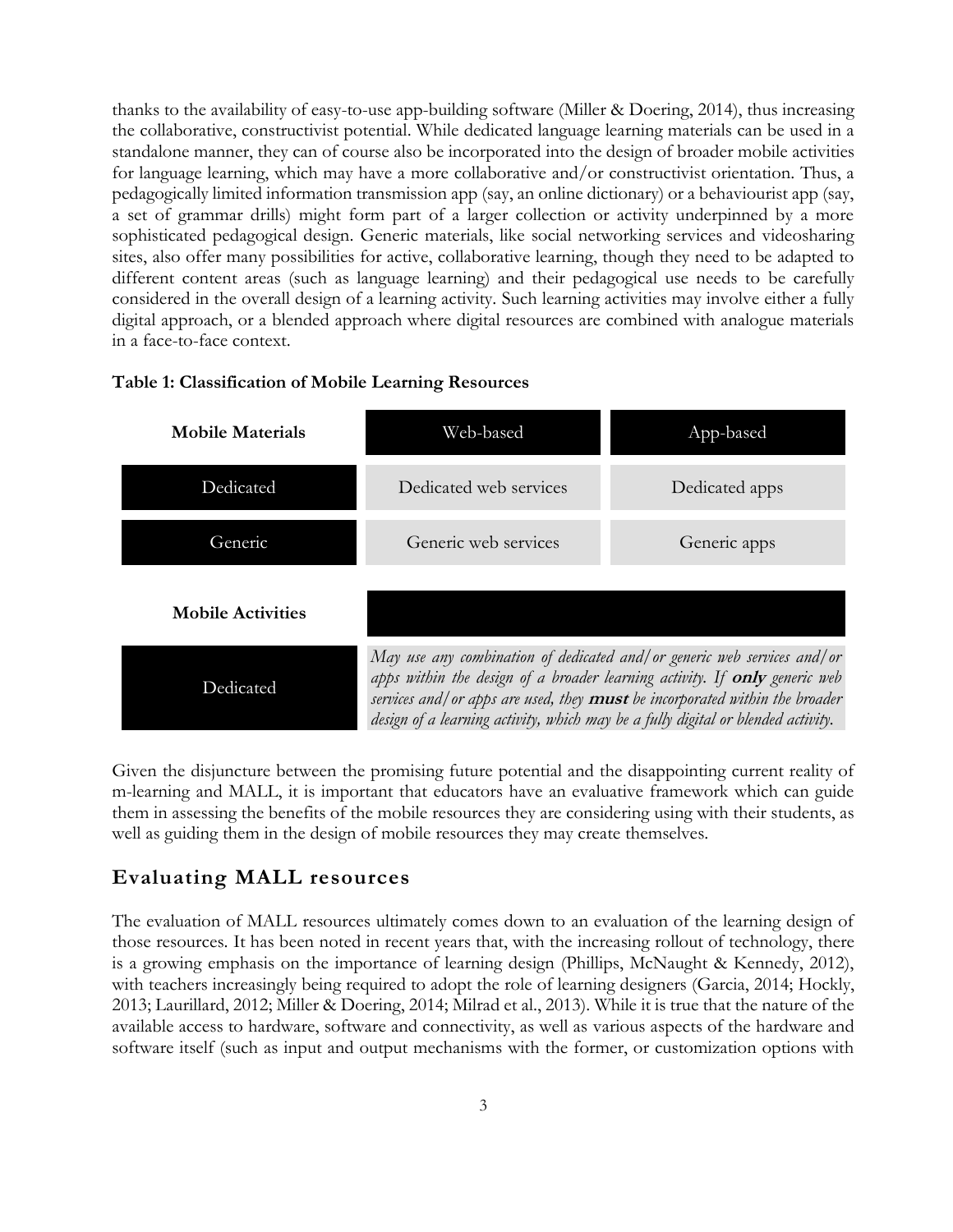thanks to the availability of easy-to-use app-building software (Miller & Doering, 2014), thus increasing the collaborative, constructivist potential. While dedicated language learning materials can be used in a standalone manner, they can of course also be incorporated into the design of broader mobile activities for language learning, which may have a more collaborative and/or constructivist orientation. Thus, a pedagogically limited information transmission app (say, an online dictionary) or a behaviourist app (say, a set of grammar drills) might form part of a larger collection or activity underpinned by a more sophisticated pedagogical design. Generic materials, like social networking services and videosharing sites, also offer many possibilities for active, collaborative learning, though they need to be adapted to different content areas (such as language learning) and their pedagogical use needs to be carefully considered in the overall design of a learning activity. Such learning activities may involve either a fully digital approach, or a blended approach where digital resources are combined with analogue materials in a face-to-face context.

**Table 1: Classification of Mobile Learning Resources**

| **Mobile Materials** | Web-based | App-based |
|---|---|---|
| Dedicated | Dedicated web services | Dedicated apps |
| Generic | Generic web services | Generic apps |
| **Mobile Activities** | | |
| Dedicated | *May use any combination of dedicated and/or generic web services and/or apps within the design of a broader learning activity. If **only** generic web services and/or apps are used, they **must** be incorporated within the broader design of a learning activity, which may be a fully digital or blended activity.* | |

Given the disjuncture between the promising future potential and the disappointing current reality of m-learning and MALL, it is important that educators have an evaluative framework which can guide them in assessing the benefits of the mobile resources they are considering using with their students, as well as guiding them in the design of mobile resources they may create themselves.

## Evaluating MALL resources

The evaluation of MALL resources ultimately comes down to an evaluation of the learning design of those resources. It has been noted in recent years that, with the increasing rollout of technology, there is a growing emphasis on the importance of learning design (Phillips, McNaught & Kennedy, 2012), with teachers increasingly being required to adopt the role of learning designers (Garcia, 2014; Hockly, 2013; Laurillard, 2012; Miller & Doering, 2014; Milrad et al., 2013). While it is true that the nature of the available access to hardware, software and connectivity, as well as various aspects of the hardware and software itself (such as input and output mechanisms with the former, or customization options with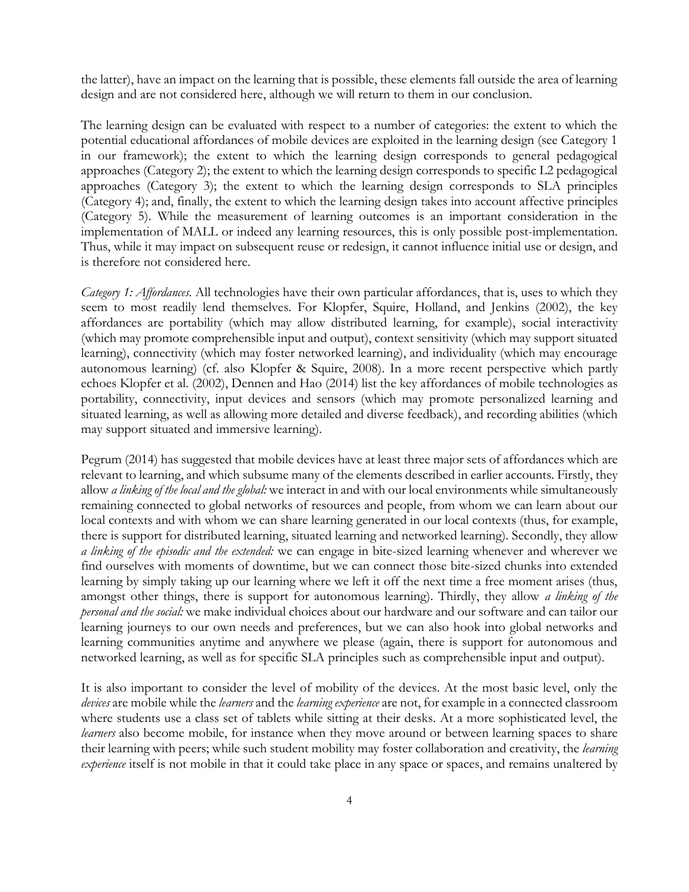the latter), have an impact on the learning that is possible, these elements fall outside the area of learning design and are not considered here, although we will return to them in our conclusion.

The learning design can be evaluated with respect to a number of categories: the extent to which the potential educational affordances of mobile devices are exploited in the learning design (see Category 1 in our framework); the extent to which the learning design corresponds to general pedagogical approaches (Category 2); the extent to which the learning design corresponds to specific L2 pedagogical approaches (Category 3); the extent to which the learning design corresponds to SLA principles (Category 4); and, finally, the extent to which the learning design takes into account affective principles (Category 5). While the measurement of learning outcomes is an important consideration in the implementation of MALL or indeed any learning resources, this is only possible post-implementation. Thus, while it may impact on subsequent reuse or redesign, it cannot influence initial use or design, and is therefore not considered here.

*Category 1: Affordances.* All technologies have their own particular affordances, that is, uses to which they seem to most readily lend themselves. For Klopfer, Squire, Holland, and Jenkins (2002), the key affordances are portability (which may allow distributed learning, for example), social interactivity (which may promote comprehensible input and output), context sensitivity (which may support situated learning), connectivity (which may foster networked learning), and individuality (which may encourage autonomous learning) (cf. also Klopfer & Squire, 2008). In a more recent perspective which partly echoes Klopfer et al. (2002), Dennen and Hao (2014) list the key affordances of mobile technologies as portability, connectivity, input devices and sensors (which may promote personalized learning and situated learning, as well as allowing more detailed and diverse feedback), and recording abilities (which may support situated and immersive learning).

Pegrum (2014) has suggested that mobile devices have at least three major sets of affordances which are relevant to learning, and which subsume many of the elements described in earlier accounts. Firstly, they allow *a linking of the local and the global:* we interact in and with our local environments while simultaneously remaining connected to global networks of resources and people, from whom we can learn about our local contexts and with whom we can share learning generated in our local contexts (thus, for example, there is support for distributed learning, situated learning and networked learning). Secondly, they allow *a linking of the episodic and the extended:* we can engage in bite-sized learning whenever and wherever we find ourselves with moments of downtime, but we can connect those bite-sized chunks into extended learning by simply taking up our learning where we left it off the next time a free moment arises (thus, amongst other things, there is support for autonomous learning). Thirdly, they allow *a linking of the personal and the social:* we make individual choices about our hardware and our software and can tailor our learning journeys to our own needs and preferences, but we can also hook into global networks and learning communities anytime and anywhere we please (again, there is support for autonomous and networked learning, as well as for specific SLA principles such as comprehensible input and output).

It is also important to consider the level of mobility of the devices. At the most basic level, only the *devices* are mobile while the *learners* and the *learning experience* are not, for example in a connected classroom where students use a class set of tablets while sitting at their desks. At a more sophisticated level, the *learners* also become mobile, for instance when they move around or between learning spaces to share their learning with peers; while such student mobility may foster collaboration and creativity, the *learning experience* itself is not mobile in that it could take place in any space or spaces, and remains unaltered by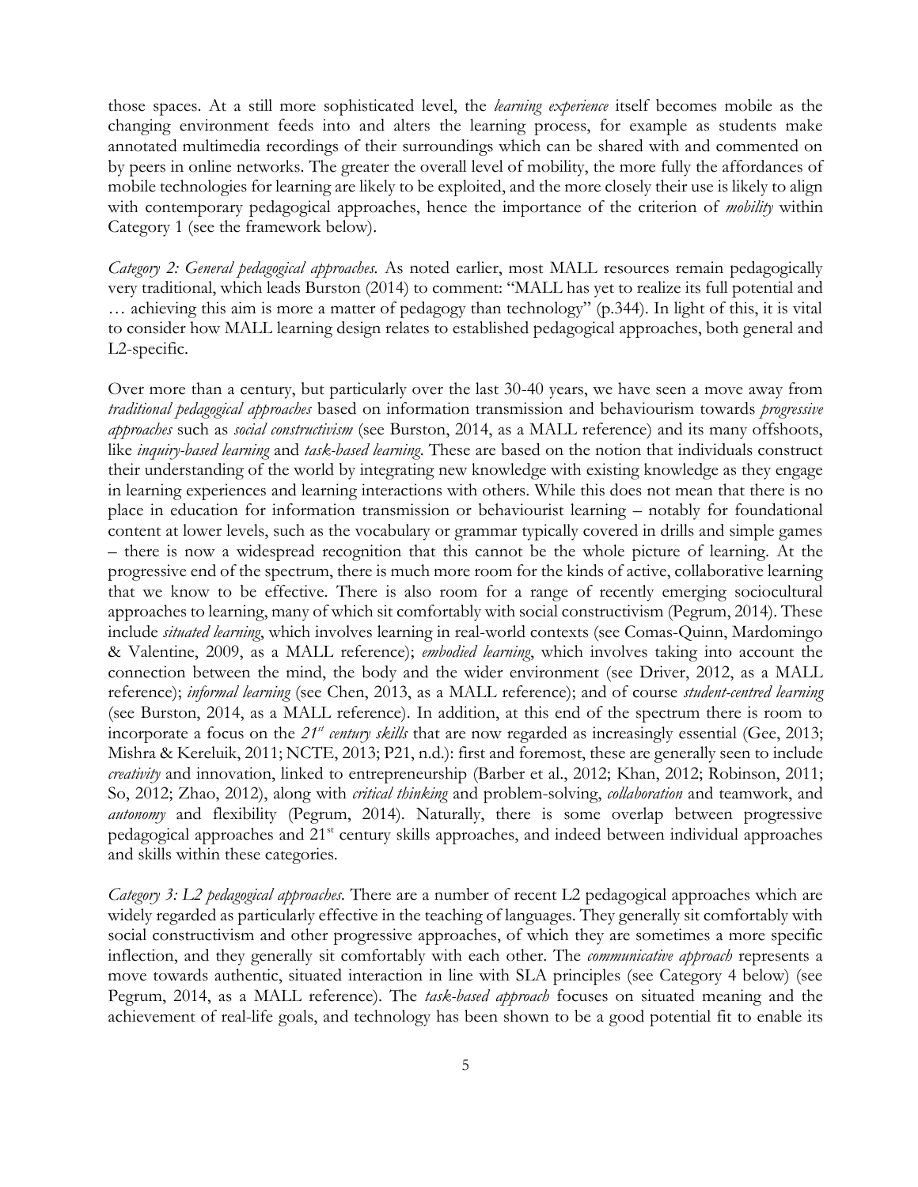those spaces. At a still more sophisticated level, the *learning experience* itself becomes mobile as the changing environment feeds into and alters the learning process, for example as students make annotated multimedia recordings of their surroundings which can be shared with and commented on by peers in online networks. The greater the overall level of mobility, the more fully the affordances of mobile technologies for learning are likely to be exploited, and the more closely their use is likely to align with contemporary pedagogical approaches, hence the importance of the criterion of *mobility* within Category 1 (see the framework below).

*Category 2: General pedagogical approaches.* As noted earlier, most MALL resources remain pedagogically very traditional, which leads Burston (2014) to comment: "MALL has yet to realize its full potential and … achieving this aim is more a matter of pedagogy than technology" (p.344). In light of this, it is vital to consider how MALL learning design relates to established pedagogical approaches, both general and L2-specific.

Over more than a century, but particularly over the last 30-40 years, we have seen a move away from *traditional pedagogical approaches* based on information transmission and behaviourism towards *progressive approaches* such as *social constructivism* (see Burston, 2014, as a MALL reference) and its many offshoots, like *inquiry-based learning* and *task-based learning*. These are based on the notion that individuals construct their understanding of the world by integrating new knowledge with existing knowledge as they engage in learning experiences and learning interactions with others. While this does not mean that there is no place in education for information transmission or behaviourist learning – notably for foundational content at lower levels, such as the vocabulary or grammar typically covered in drills and simple games – there is now a widespread recognition that this cannot be the whole picture of learning. At the progressive end of the spectrum, there is much more room for the kinds of active, collaborative learning that we know to be effective. There is also room for a range of recently emerging sociocultural approaches to learning, many of which sit comfortably with social constructivism (Pegrum, 2014). These include *situated learning*, which involves learning in real-world contexts (see Comas-Quinn, Mardomingo & Valentine, 2009, as a MALL reference); *embodied learning*, which involves taking into account the connection between the mind, the body and the wider environment (see Driver, 2012, as a MALL reference); *informal learning* (see Chen, 2013, as a MALL reference); and of course *student-centred learning* (see Burston, 2014, as a MALL reference). In addition, at this end of the spectrum there is room to incorporate a focus on the *21st century skills* that are now regarded as increasingly essential (Gee, 2013; Mishra & Kereluik, 2011; NCTE, 2013; P21, n.d.): first and foremost, these are generally seen to include *creativity* and innovation, linked to entrepreneurship (Barber et al., 2012; Khan, 2012; Robinson, 2011; So, 2012; Zhao, 2012), along with *critical thinking* and problem-solving, *collaboration* and teamwork, and *autonomy* and flexibility (Pegrum, 2014). Naturally, there is some overlap between progressive pedagogical approaches and 21st century skills approaches, and indeed between individual approaches and skills within these categories.

*Category 3: L2 pedagogical approaches.* There are a number of recent L2 pedagogical approaches which are widely regarded as particularly effective in the teaching of languages. They generally sit comfortably with social constructivism and other progressive approaches, of which they are sometimes a more specific inflection, and they generally sit comfortably with each other. The *communicative approach* represents a move towards authentic, situated interaction in line with SLA principles (see Category 4 below) (see Pegrum, 2014, as a MALL reference). The *task-based approach* focuses on situated meaning and the achievement of real-life goals, and technology has been shown to be a good potential fit to enable its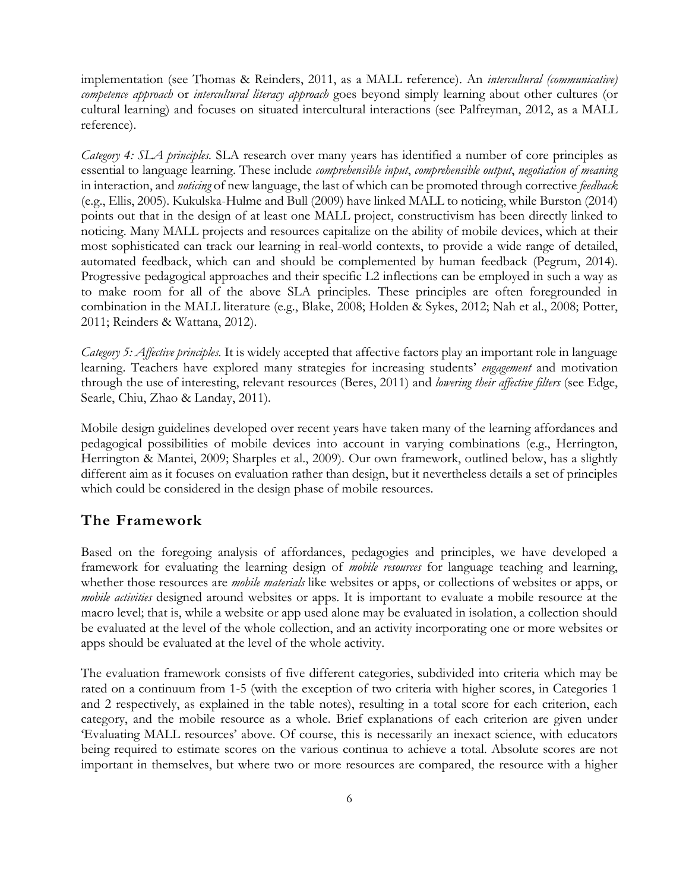implementation (see Thomas & Reinders, 2011, as a MALL reference). An *intercultural (communicative) competence approach* or *intercultural literacy approach* goes beyond simply learning about other cultures (or cultural learning) and focuses on situated intercultural interactions (see Palfreyman, 2012, as a MALL reference).

*Category 4: SLA principles.* SLA research over many years has identified a number of core principles as essential to language learning. These include *comprehensible input*, *comprehensible output*, *negotiation of meaning* in interaction, and *noticing* of new language, the last of which can be promoted through corrective *feedback* (e.g., Ellis, 2005). Kukulska-Hulme and Bull (2009) have linked MALL to noticing, while Burston (2014) points out that in the design of at least one MALL project, constructivism has been directly linked to noticing. Many MALL projects and resources capitalize on the ability of mobile devices, which at their most sophisticated can track our learning in real-world contexts, to provide a wide range of detailed, automated feedback, which can and should be complemented by human feedback (Pegrum, 2014). Progressive pedagogical approaches and their specific L2 inflections can be employed in such a way as to make room for all of the above SLA principles. These principles are often foregrounded in combination in the MALL literature (e.g., Blake, 2008; Holden & Sykes, 2012; Nah et al., 2008; Potter, 2011; Reinders & Wattana, 2012).

*Category 5: Affective principles.* It is widely accepted that affective factors play an important role in language learning. Teachers have explored many strategies for increasing students' *engagement* and motivation through the use of interesting, relevant resources (Beres, 2011) and *lowering their affective filters* (see Edge, Searle, Chiu, Zhao & Landay, 2011).

Mobile design guidelines developed over recent years have taken many of the learning affordances and pedagogical possibilities of mobile devices into account in varying combinations (e.g., Herrington, Herrington & Mantei, 2009; Sharples et al., 2009). Our own framework, outlined below, has a slightly different aim as it focuses on evaluation rather than design, but it nevertheless details a set of principles which could be considered in the design phase of mobile resources.

## The Framework

Based on the foregoing analysis of affordances, pedagogies and principles, we have developed a framework for evaluating the learning design of *mobile resources* for language teaching and learning, whether those resources are *mobile materials* like websites or apps, or collections of websites or apps, or *mobile activities* designed around websites or apps. It is important to evaluate a mobile resource at the macro level; that is, while a website or app used alone may be evaluated in isolation, a collection should be evaluated at the level of the whole collection, and an activity incorporating one or more websites or apps should be evaluated at the level of the whole activity.

The evaluation framework consists of five different categories, subdivided into criteria which may be rated on a continuum from 1-5 (with the exception of two criteria with higher scores, in Categories 1 and 2 respectively, as explained in the table notes), resulting in a total score for each criterion, each category, and the mobile resource as a whole. Brief explanations of each criterion are given under 'Evaluating MALL resources' above. Of course, this is necessarily an inexact science, with educators being required to estimate scores on the various continua to achieve a total. Absolute scores are not important in themselves, but where two or more resources are compared, the resource with a higher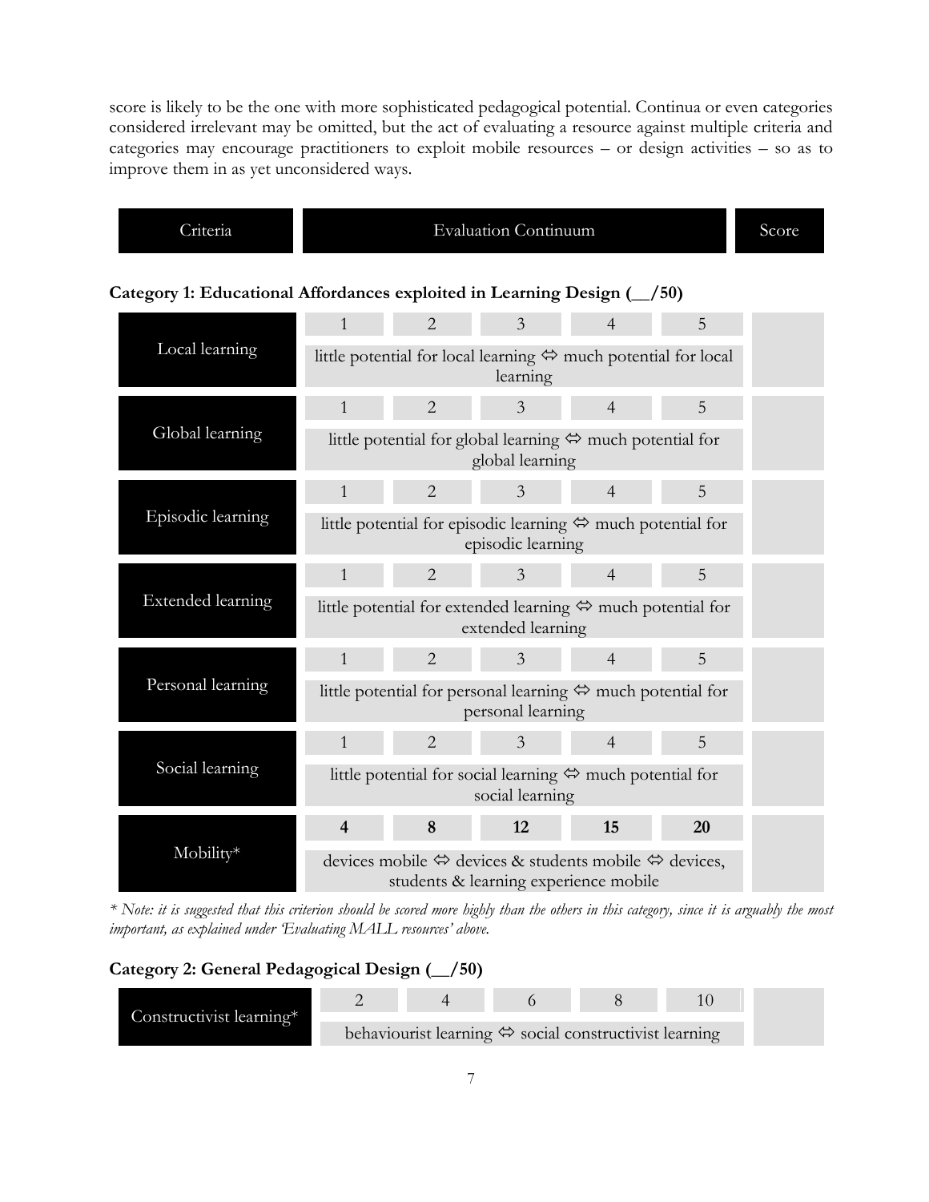score is likely to be the one with more sophisticated pedagogical potential. Continua or even categories considered irrelevant may be omitted, but the act of evaluating a resource against multiple criteria and categories may encourage practitioners to exploit mobile resources – or design activities – so as to improve them in as yet unconsidered ways.

| Criteria | Evaluation Continuum | | | | | Score |
|---|---|---|---|---|---|---|
| **Category 1: Educational Affordances exploited in Learning Design (__/50)** | | | | | | |
| Local learning | 1 | 2 | 3 | 4 | 5 | |
| | little potential for local learning ⇔ much potential for local learning | | | | | |
| Global learning | 1 | 2 | 3 | 4 | 5 | |
| | little potential for global learning ⇔ much potential for global learning | | | | | |
| Episodic learning | 1 | 2 | 3 | 4 | 5 | |
| | little potential for episodic learning ⇔ much potential for episodic learning | | | | | |
| Extended learning | 1 | 2 | 3 | 4 | 5 | |
| | little potential for extended learning ⇔ much potential for extended learning | | | | | |
| Personal learning | 1 | 2 | 3 | 4 | 5 | |
| | little potential for personal learning ⇔ much potential for personal learning | | | | | |
| Social learning | 1 | 2 | 3 | 4 | 5 | |
| | little potential for social learning ⇔ much potential for social learning | | | | | |
| Mobility* | **4** | **8** | **12** | **15** | **20** | |
| | devices mobile ⇔ devices & students mobile ⇔ devices, students & learning experience mobile | | | | | |

*\* Note: it is suggested that this criterion should be scored more highly than the others in this category, since it is arguably the most important, as explained under 'Evaluating MALL resources' above.*

| Criteria | Evaluation Continuum | | | | | Score |
|---|---|---|---|---|---|---|
| **Category 2: General Pedagogical Design (__/50)** | | | | | | |
| Constructivist learning* | 2 | 4 | 6 | 8 | 10 | |
| | behaviourist learning ⇔ social constructivist learning | | | | | |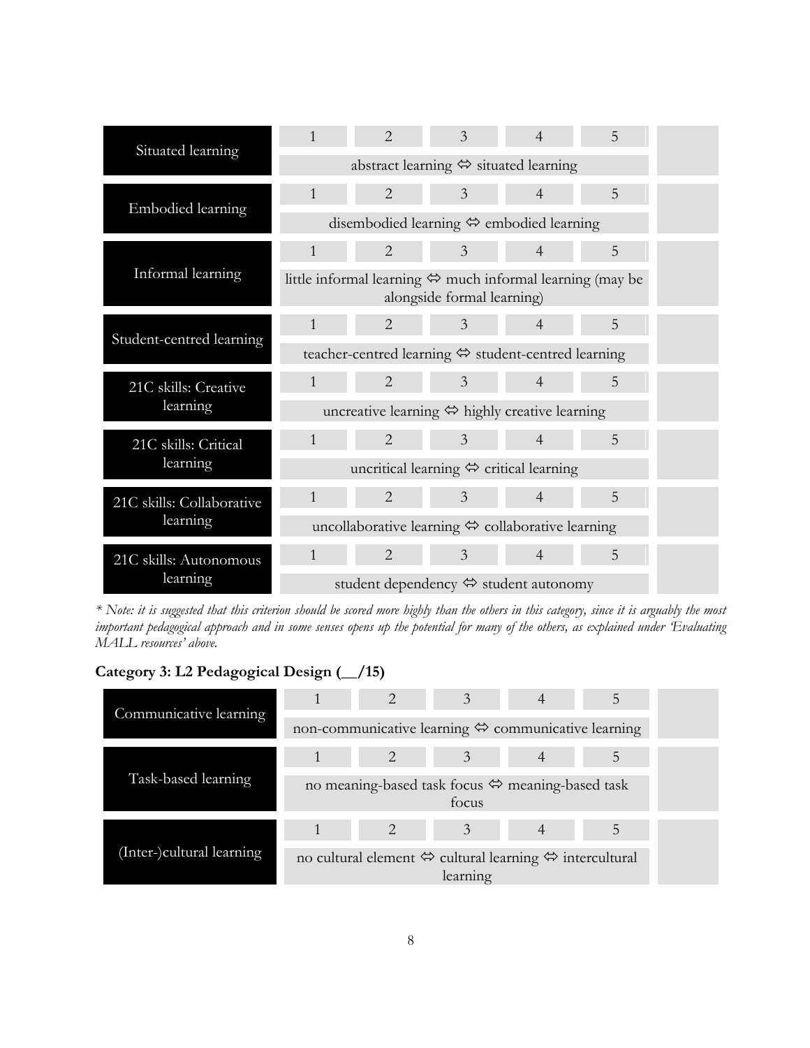| Criterion | 1 | 2 | 3 | 4 | 5 | Score |
|---|---|---|---|---|---|---|
| Situated learning | abstract learning ⇔ situated learning | | | | | |
| Embodied learning | disembodied learning ⇔ embodied learning | | | | | |
| Informal learning | little informal learning ⇔ much informal learning (may be alongside formal learning) | | | | | |
| Student-centred learning | teacher-centred learning ⇔ student-centred learning | | | | | |
| 21C skills: Creative learning | uncreative learning ⇔ highly creative learning | | | | | |
| 21C skills: Critical learning | uncritical learning ⇔ critical learning | | | | | |
| 21C skills: Collaborative learning | uncollaborative learning ⇔ collaborative learning | | | | | |
| 21C skills: Autonomous learning | student dependency ⇔ student autonomy | | | | | |

*\* Note: it is suggested that this criterion should be scored more highly than the others in this category, since it is arguably the most important pedagogical approach and in some senses opens up the potential for many of the others, as explained under 'Evaluating MALL resources' above.*

### Category 3: L2 Pedagogical Design (__/15)

| Criterion | 1 | 2 | 3 | 4 | 5 | Score |
|---|---|---|---|---|---|---|
| Communicative learning | non-communicative learning ⇔ communicative learning | | | | | |
| Task-based learning | no meaning-based task focus ⇔ meaning-based task focus | | | | | |
| (Inter-)cultural learning | no cultural element ⇔ cultural learning ⇔ intercultural learning | | | | | |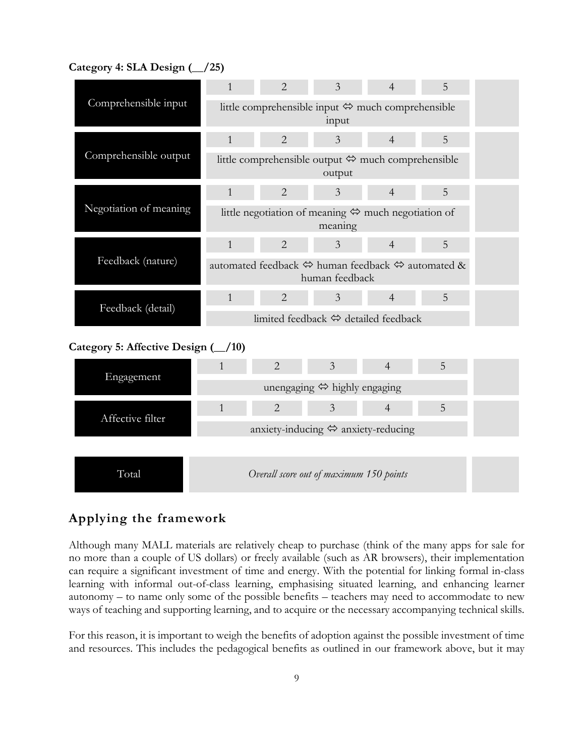**Category 4: SLA Design (__/25)**

| | 1 | 2 | 3 | 4 | 5 | |
|---|---|---|---|---|---|---|
| Comprehensible input | little comprehensible input ⇔ much comprehensible input | | | | | |
| Comprehensible output | little comprehensible output ⇔ much comprehensible output | | | | | |
| Negotiation of meaning | little negotiation of meaning ⇔ much negotiation of meaning | | | | | |
| Feedback (nature) | automated feedback ⇔ human feedback ⇔ automated & human feedback | | | | | |
| Feedback (detail) | limited feedback ⇔ detailed feedback | | | | | |

**Category 5: Affective Design (__/10)**

| | 1 | 2 | 3 | 4 | 5 | |
|---|---|---|---|---|---|---|
| Engagement | unengaging ⇔ highly engaging | | | | | |
| Affective filter | anxiety-inducing ⇔ anxiety-reducing | | | | | |

| Total | *Overall score out of maximum 150 points* | |
|---|---|---|

## Applying the framework

Although many MALL materials are relatively cheap to purchase (think of the many apps for sale for no more than a couple of US dollars) or freely available (such as AR browsers), their implementation can require a significant investment of time and energy. With the potential for linking formal in-class learning with informal out-of-class learning, emphasising situated learning, and enhancing learner autonomy – to name only some of the possible benefits – teachers may need to accommodate to new ways of teaching and supporting learning, and to acquire or the necessary accompanying technical skills.

For this reason, it is important to weigh the benefits of adoption against the possible investment of time and resources. This includes the pedagogical benefits as outlined in our framework above, but it may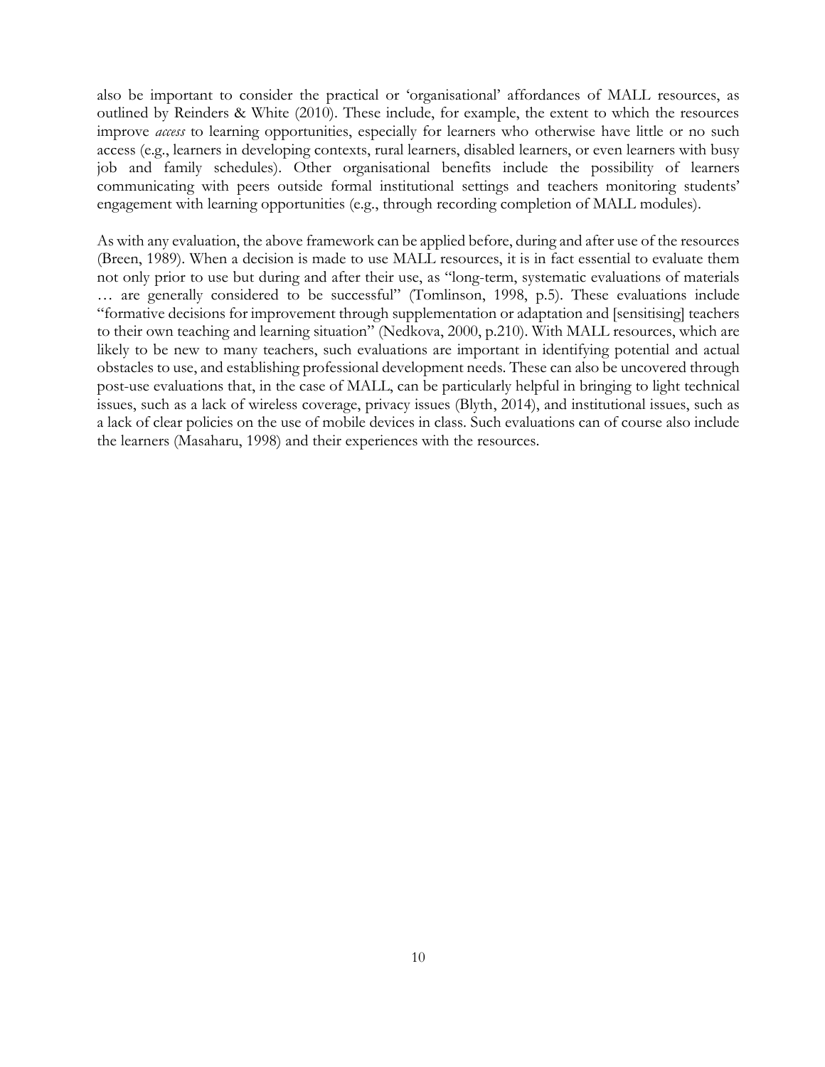also be important to consider the practical or 'organisational' affordances of MALL resources, as outlined by Reinders & White (2010). These include, for example, the extent to which the resources improve *access* to learning opportunities, especially for learners who otherwise have little or no such access (e.g., learners in developing contexts, rural learners, disabled learners, or even learners with busy job and family schedules). Other organisational benefits include the possibility of learners communicating with peers outside formal institutional settings and teachers monitoring students' engagement with learning opportunities (e.g., through recording completion of MALL modules).

As with any evaluation, the above framework can be applied before, during and after use of the resources (Breen, 1989). When a decision is made to use MALL resources, it is in fact essential to evaluate them not only prior to use but during and after their use, as "long-term, systematic evaluations of materials … are generally considered to be successful" (Tomlinson, 1998, p.5). These evaluations include "formative decisions for improvement through supplementation or adaptation and [sensitising] teachers to their own teaching and learning situation" (Nedkova, 2000, p.210). With MALL resources, which are likely to be new to many teachers, such evaluations are important in identifying potential and actual obstacles to use, and establishing professional development needs. These can also be uncovered through post-use evaluations that, in the case of MALL, can be particularly helpful in bringing to light technical issues, such as a lack of wireless coverage, privacy issues (Blyth, 2014), and institutional issues, such as a lack of clear policies on the use of mobile devices in class. Such evaluations can of course also include the learners (Masaharu, 1998) and their experiences with the resources.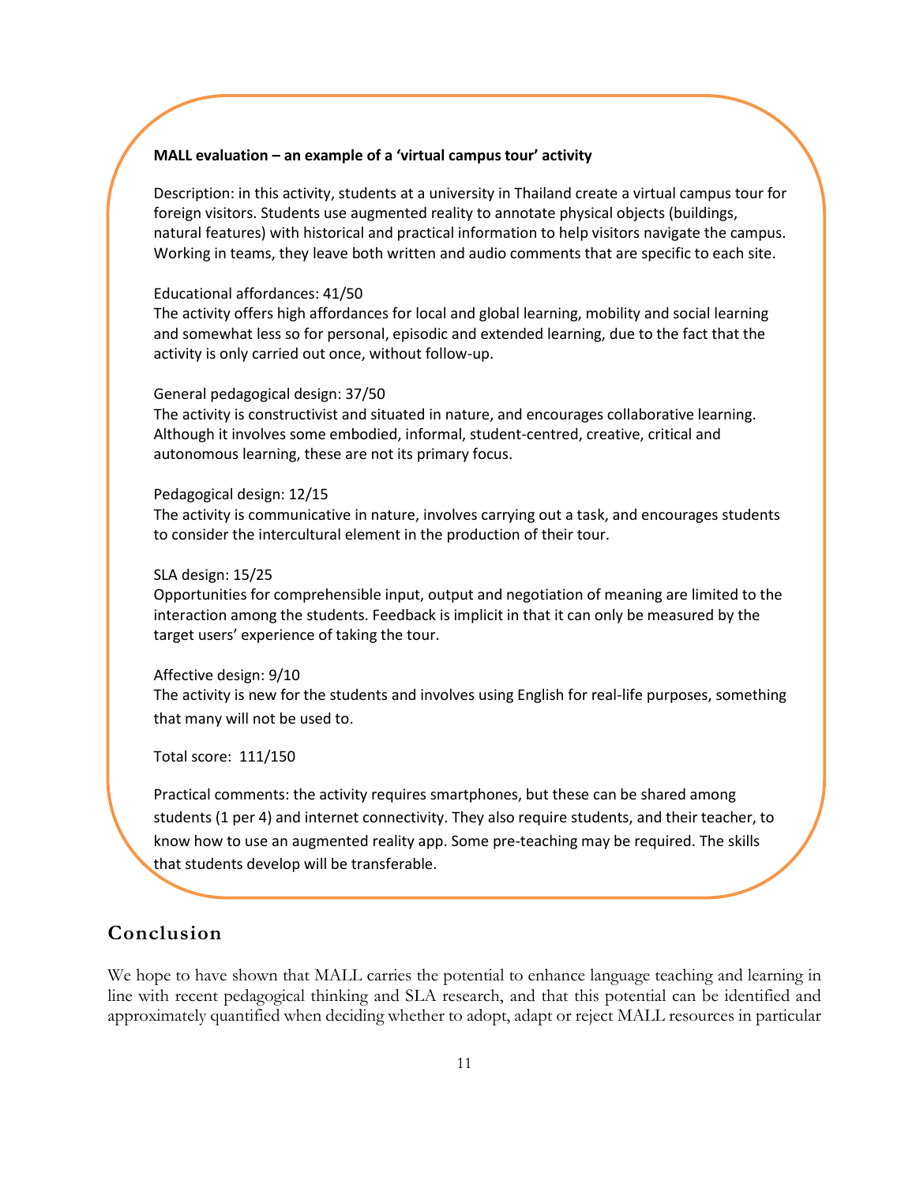**MALL evaluation – an example of a 'virtual campus tour' activity**

Description: in this activity, students at a university in Thailand create a virtual campus tour for foreign visitors. Students use augmented reality to annotate physical objects (buildings, natural features) with historical and practical information to help visitors navigate the campus. Working in teams, they leave both written and audio comments that are specific to each site.

Educational affordances: 41/50
The activity offers high affordances for local and global learning, mobility and social learning and somewhat less so for personal, episodic and extended learning, due to the fact that the activity is only carried out once, without follow-up.

General pedagogical design: 37/50
The activity is constructivist and situated in nature, and encourages collaborative learning. Although it involves some embodied, informal, student-centred, creative, critical and autonomous learning, these are not its primary focus.

Pedagogical design: 12/15
The activity is communicative in nature, involves carrying out a task, and encourages students to consider the intercultural element in the production of their tour.

SLA design: 15/25
Opportunities for comprehensible input, output and negotiation of meaning are limited to the interaction among the students. Feedback is implicit in that it can only be measured by the target users' experience of taking the tour.

Affective design: 9/10
The activity is new for the students and involves using English for real-life purposes, something that many will not be used to.

Total score: 111/150

Practical comments: the activity requires smartphones, but these can be shared among students (1 per 4) and internet connectivity. They also require students, and their teacher, to know how to use an augmented reality app. Some pre-teaching may be required. The skills that students develop will be transferable.

## Conclusion

We hope to have shown that MALL carries the potential to enhance language teaching and learning in line with recent pedagogical thinking and SLA research, and that this potential can be identified and approximately quantified when deciding whether to adopt, adapt or reject MALL resources in particular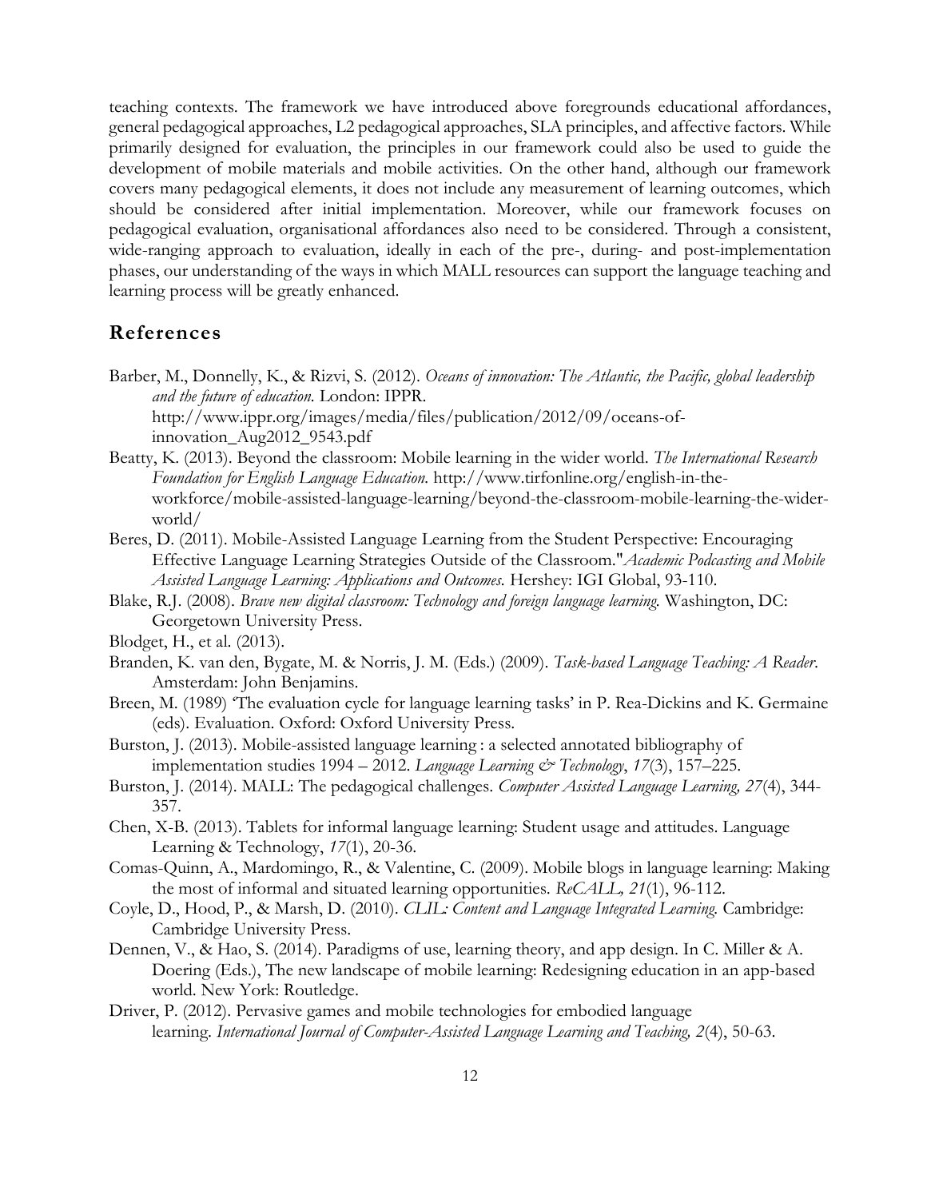teaching contexts. The framework we have introduced above foregrounds educational affordances, general pedagogical approaches, L2 pedagogical approaches, SLA principles, and affective factors. While primarily designed for evaluation, the principles in our framework could also be used to guide the development of mobile materials and mobile activities. On the other hand, although our framework covers many pedagogical elements, it does not include any measurement of learning outcomes, which should be considered after initial implementation. Moreover, while our framework focuses on pedagogical evaluation, organisational affordances also need to be considered. Through a consistent, wide-ranging approach to evaluation, ideally in each of the pre-, during- and post-implementation phases, our understanding of the ways in which MALL resources can support the language teaching and learning process will be greatly enhanced.

## References

Barber, M., Donnelly, K., & Rizvi, S. (2012). *Oceans of innovation: The Atlantic, the Pacific, global leadership and the future of education.* London: IPPR. http://www.ippr.org/images/media/files/publication/2012/09/oceans-of-innovation_Aug2012_9543.pdf

Beatty, K. (2013). Beyond the classroom: Mobile learning in the wider world. *The International Research Foundation for English Language Education.* http://www.tirfonline.org/english-in-the-workforce/mobile-assisted-language-learning/beyond-the-classroom-mobile-learning-the-wider-world/

Beres, D. (2011). Mobile-Assisted Language Learning from the Student Perspective: Encouraging Effective Language Learning Strategies Outside of the Classroom."*Academic Podcasting and Mobile Assisted Language Learning: Applications and Outcomes.* Hershey: IGI Global, 93-110.

Blake, R.J. (2008). *Brave new digital classroom: Technology and foreign language learning.* Washington, DC: Georgetown University Press.

Blodget, H., et al. (2013).

Branden, K. van den, Bygate, M. & Norris, J. M. (Eds.) (2009). *Task-based Language Teaching: A Reader.* Amsterdam: John Benjamins.

Breen, M. (1989) 'The evaluation cycle for language learning tasks' in P. Rea-Dickins and K. Germaine (eds). Evaluation. Oxford: Oxford University Press.

Burston, J. (2013). Mobile-assisted language learning : a selected annotated bibliography of implementation studies 1994 – 2012. *Language Learning & Technology*, *17*(3), 157–225.

Burston, J. (2014). MALL: The pedagogical challenges. *Computer Assisted Language Learning, 27*(4), 344-357.

Chen, X-B. (2013). Tablets for informal language learning: Student usage and attitudes. Language Learning & Technology, *17*(1), 20-36.

Comas-Quinn, A., Mardomingo, R., & Valentine, C. (2009). Mobile blogs in language learning: Making the most of informal and situated learning opportunities. *ReCALL, 21*(1), 96-112.

Coyle, D., Hood, P., & Marsh, D. (2010). *CLIL: Content and Language Integrated Learning.* Cambridge: Cambridge University Press.

Dennen, V., & Hao, S. (2014). Paradigms of use, learning theory, and app design. In C. Miller & A. Doering (Eds.), The new landscape of mobile learning: Redesigning education in an app-based world. New York: Routledge.

Driver, P. (2012). Pervasive games and mobile technologies for embodied language learning. *International Journal of Computer-Assisted Language Learning and Teaching, 2*(4), 50-63.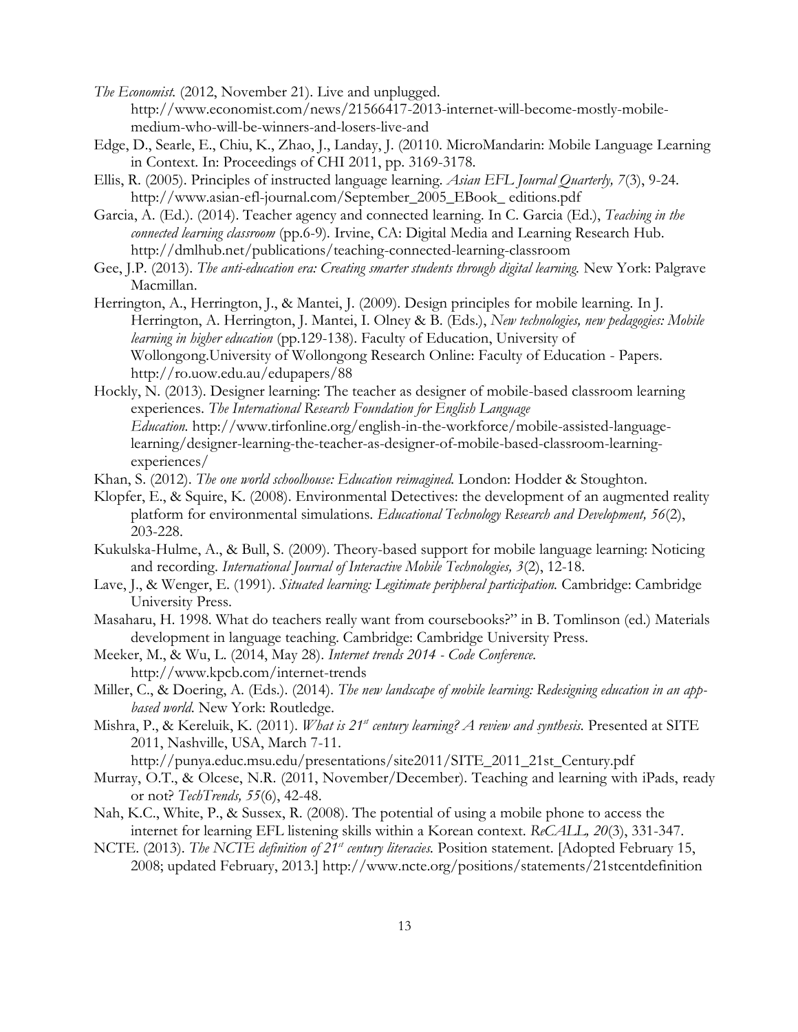*The Economist.* (2012, November 21). Live and unplugged. http://www.economist.com/news/21566417-2013-internet-will-become-mostly-mobile-medium-who-will-be-winners-and-losers-live-and

Edge, D., Searle, E., Chiu, K., Zhao, J., Landay, J. (20110. MicroMandarin: Mobile Language Learning in Context. In: Proceedings of CHI 2011, pp. 3169-3178.

Ellis, R. (2005). Principles of instructed language learning. *Asian EFL Journal Quarterly, 7*(3), 9-24. http://www.asian-efl-journal.com/September_2005_EBook_ editions.pdf

Garcia, A. (Ed.). (2014). Teacher agency and connected learning. In C. Garcia (Ed.), *Teaching in the connected learning classroom* (pp.6-9). Irvine, CA: Digital Media and Learning Research Hub. http://dmlhub.net/publications/teaching-connected-learning-classroom

Gee, J.P. (2013). *The anti-education era: Creating smarter students through digital learning.* New York: Palgrave Macmillan.

Herrington, A., Herrington, J., & Mantei, J. (2009). Design principles for mobile learning. In J. Herrington, A. Herrington, J. Mantei, I. Olney & B. (Eds.), *New technologies, new pedagogies: Mobile learning in higher education* (pp.129-138). Faculty of Education, University of Wollongong.University of Wollongong Research Online: Faculty of Education - Papers. http://ro.uow.edu.au/edupapers/88

Hockly, N. (2013). Designer learning: The teacher as designer of mobile-based classroom learning experiences. *The International Research Foundation for English Language Education.* http://www.tirfonline.org/english-in-the-workforce/mobile-assisted-language-learning/designer-learning-the-teacher-as-designer-of-mobile-based-classroom-learning-experiences/

Khan, S. (2012). *The one world schoolhouse: Education reimagined.* London: Hodder & Stoughton.

Klopfer, E., & Squire, K. (2008). Environmental Detectives: the development of an augmented reality platform for environmental simulations. *Educational Technology Research and Development, 56*(2), 203-228.

Kukulska-Hulme, A., & Bull, S. (2009). Theory-based support for mobile language learning: Noticing and recording. *International Journal of Interactive Mobile Technologies, 3*(2), 12-18.

Lave, J., & Wenger, E. (1991). *Situated learning: Legitimate peripheral participation.* Cambridge: Cambridge University Press.

Masaharu, H. 1998. What do teachers really want from coursebooks?" in B. Tomlinson (ed.) Materials development in language teaching. Cambridge: Cambridge University Press.

Meeker, M., & Wu, L. (2014, May 28). *Internet trends 2014 - Code Conference.* http://www.kpcb.com/internet-trends

Miller, C., & Doering, A. (Eds.). (2014). *The new landscape of mobile learning: Redesigning education in an app-based world.* New York: Routledge.

Mishra, P., & Kereluik, K. (2011). *What is 21st century learning? A review and synthesis.* Presented at SITE 2011, Nashville, USA, March 7-11. http://punya.educ.msu.edu/presentations/site2011/SITE_2011_21st_Century.pdf

Murray, O.T., & Olcese, N.R. (2011, November/December). Teaching and learning with iPads, ready or not? *TechTrends, 55*(6), 42-48.

Nah, K.C., White, P., & Sussex, R. (2008). The potential of using a mobile phone to access the internet for learning EFL listening skills within a Korean context. *ReCALL, 20*(3), 331-347.

NCTE. (2013). *The NCTE definition of 21st century literacies.* Position statement. [Adopted February 15, 2008; updated February, 2013.] http://www.ncte.org/positions/statements/21stcentdefinition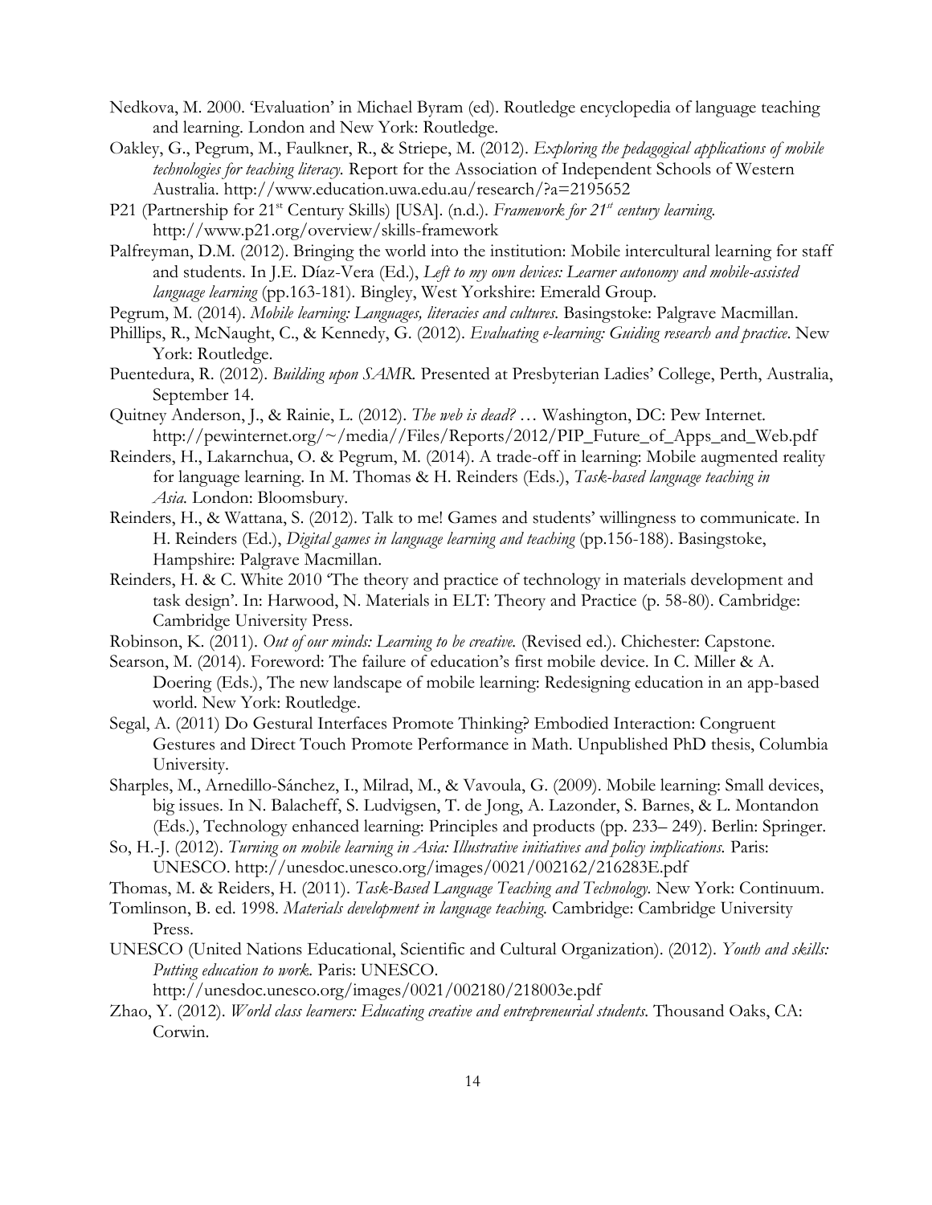Nedkova, M. 2000. 'Evaluation' in Michael Byram (ed). Routledge encyclopedia of language teaching and learning. London and New York: Routledge.

Oakley, G., Pegrum, M., Faulkner, R., & Striepe, M. (2012). *Exploring the pedagogical applications of mobile technologies for teaching literacy.* Report for the Association of Independent Schools of Western Australia. http://www.education.uwa.edu.au/research/?a=2195652

P21 (Partnership for 21st Century Skills) [USA]. (n.d.). *Framework for 21st century learning.* http://www.p21.org/overview/skills-framework

Palfreyman, D.M. (2012). Bringing the world into the institution: Mobile intercultural learning for staff and students. In J.E. Díaz-Vera (Ed.), *Left to my own devices: Learner autonomy and mobile-assisted language learning* (pp.163-181). Bingley, West Yorkshire: Emerald Group.

Pegrum, M. (2014). *Mobile learning: Languages, literacies and cultures.* Basingstoke: Palgrave Macmillan.

Phillips, R., McNaught, C., & Kennedy, G. (2012). *Evaluating e-learning: Guiding research and practice.* New York: Routledge.

Puentedura, R. (2012). *Building upon SAMR.* Presented at Presbyterian Ladies' College, Perth, Australia, September 14.

Quitney Anderson, J., & Rainie, L. (2012). *The web is dead?* … Washington, DC: Pew Internet. http://pewinternet.org/~/media//Files/Reports/2012/PIP_Future_of_Apps_and_Web.pdf

Reinders, H., Lakarnchua, O. & Pegrum, M. (2014). A trade-off in learning: Mobile augmented reality for language learning. In M. Thomas & H. Reinders (Eds.), *Task-based language teaching in Asia.* London: Bloomsbury.

Reinders, H., & Wattana, S. (2012). Talk to me! Games and students' willingness to communicate. In H. Reinders (Ed.), *Digital games in language learning and teaching* (pp.156-188). Basingstoke, Hampshire: Palgrave Macmillan.

Reinders, H. & C. White 2010 'The theory and practice of technology in materials development and task design'. In: Harwood, N. Materials in ELT: Theory and Practice (p. 58-80). Cambridge: Cambridge University Press.

Robinson, K. (2011). *Out of our minds: Learning to be creative.* (Revised ed.). Chichester: Capstone.

Searson, M. (2014). Foreword: The failure of education's first mobile device. In C. Miller & A. Doering (Eds.), The new landscape of mobile learning: Redesigning education in an app-based world. New York: Routledge.

Segal, A. (2011) Do Gestural Interfaces Promote Thinking? Embodied Interaction: Congruent Gestures and Direct Touch Promote Performance in Math. Unpublished PhD thesis, Columbia University.

Sharples, M., Arnedillo-Sánchez, I., Milrad, M., & Vavoula, G. (2009). Mobile learning: Small devices, big issues. In N. Balacheff, S. Ludvigsen, T. de Jong, A. Lazonder, S. Barnes, & L. Montandon (Eds.), Technology enhanced learning: Principles and products (pp. 233– 249). Berlin: Springer.

So, H.-J. (2012). *Turning on mobile learning in Asia: Illustrative initiatives and policy implications.* Paris: UNESCO. http://unesdoc.unesco.org/images/0021/002162/216283E.pdf

Thomas, M. & Reiders, H. (2011). *Task-Based Language Teaching and Technology.* New York: Continuum.

Tomlinson, B. ed. 1998. *Materials development in language teaching.* Cambridge: Cambridge University Press.

UNESCO (United Nations Educational, Scientific and Cultural Organization). (2012). *Youth and skills: Putting education to work.* Paris: UNESCO. http://unesdoc.unesco.org/images/0021/002180/218003e.pdf

Zhao, Y. (2012). *World class learners: Educating creative and entrepreneurial students.* Thousand Oaks, CA: Corwin.